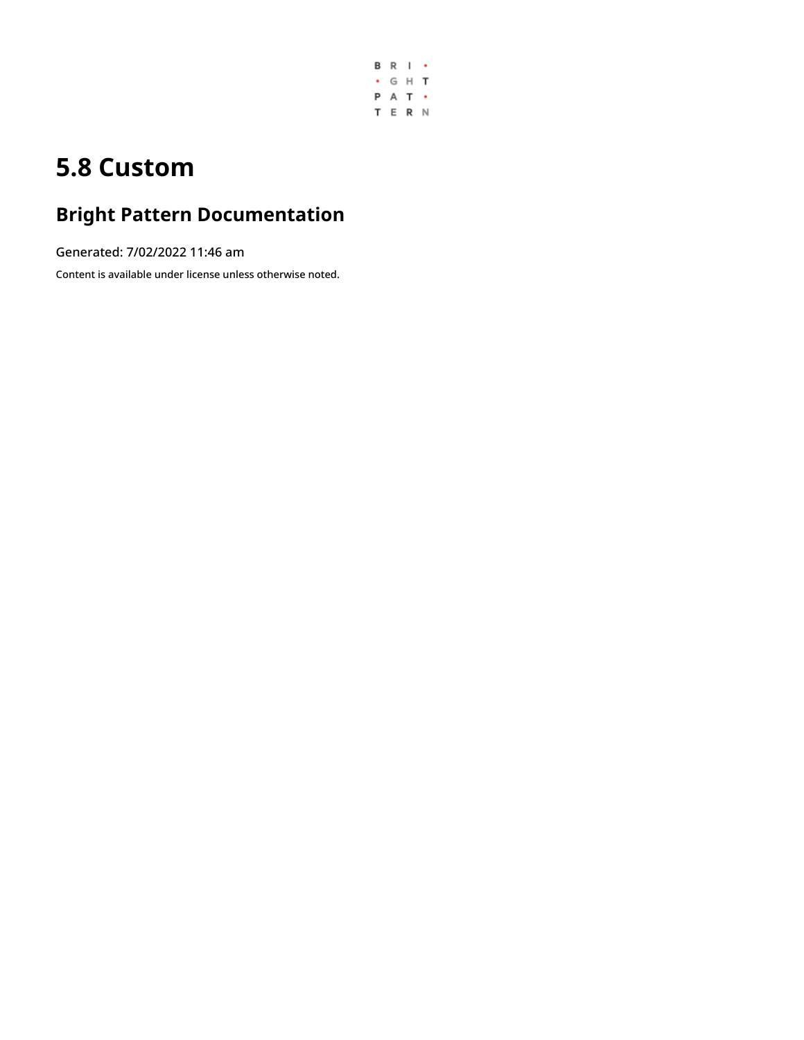# 5.8 Custom

## Bright Pattern Documentation

Generated: 7/02/2022 11:46 am

Content is available under license unless otherwise noted.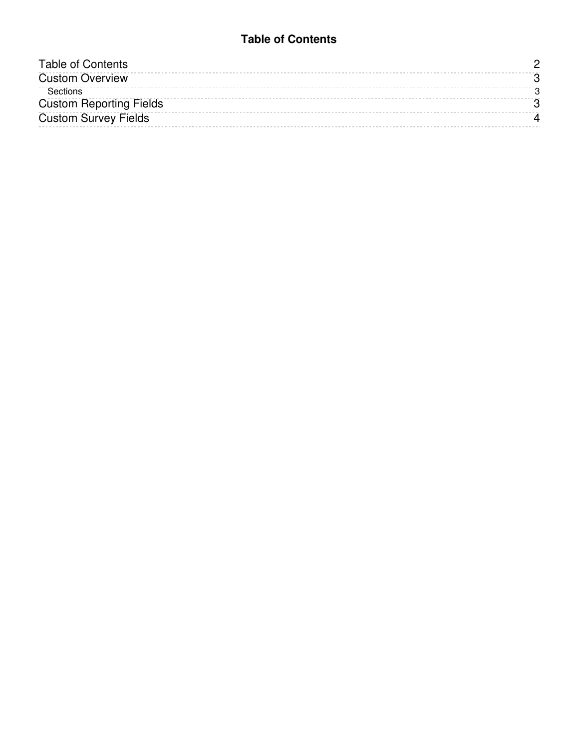# Table of Contents

| | |
|---|---|
| Table of Contents | 2 |
| Custom Overview | 3 |
| Sections | 3 |
| Custom Reporting Fields | 3 |
| Custom Survey Fields | 4 |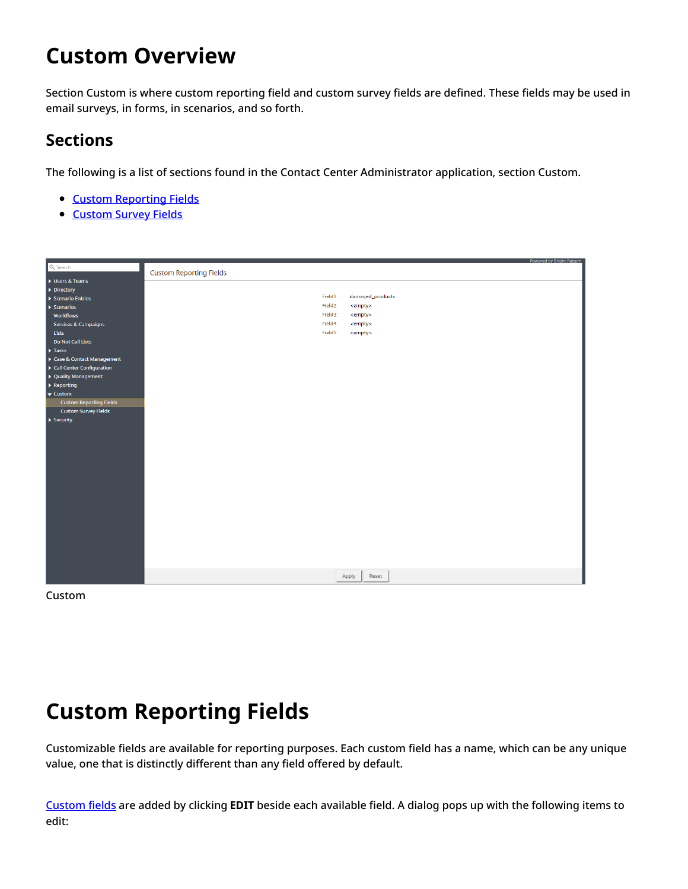# Custom Overview

Section Custom is where custom reporting field and custom survey fields are defined. These fields may be used in email surveys, in forms, in scenarios, and so forth.

## Sections

The following is a list of sections found in the Contact Center Administrator application, section Custom.

- [Custom Reporting Fields]
- [Custom Survey Fields]

Custom

# Custom Reporting Fields

Customizable fields are available for reporting purposes. Each custom field has a name, which can be any unique value, one that is distinctly different than any field offered by default.

[Custom fields] are added by clicking **EDIT** beside each available field. A dialog pops up with the following items to edit: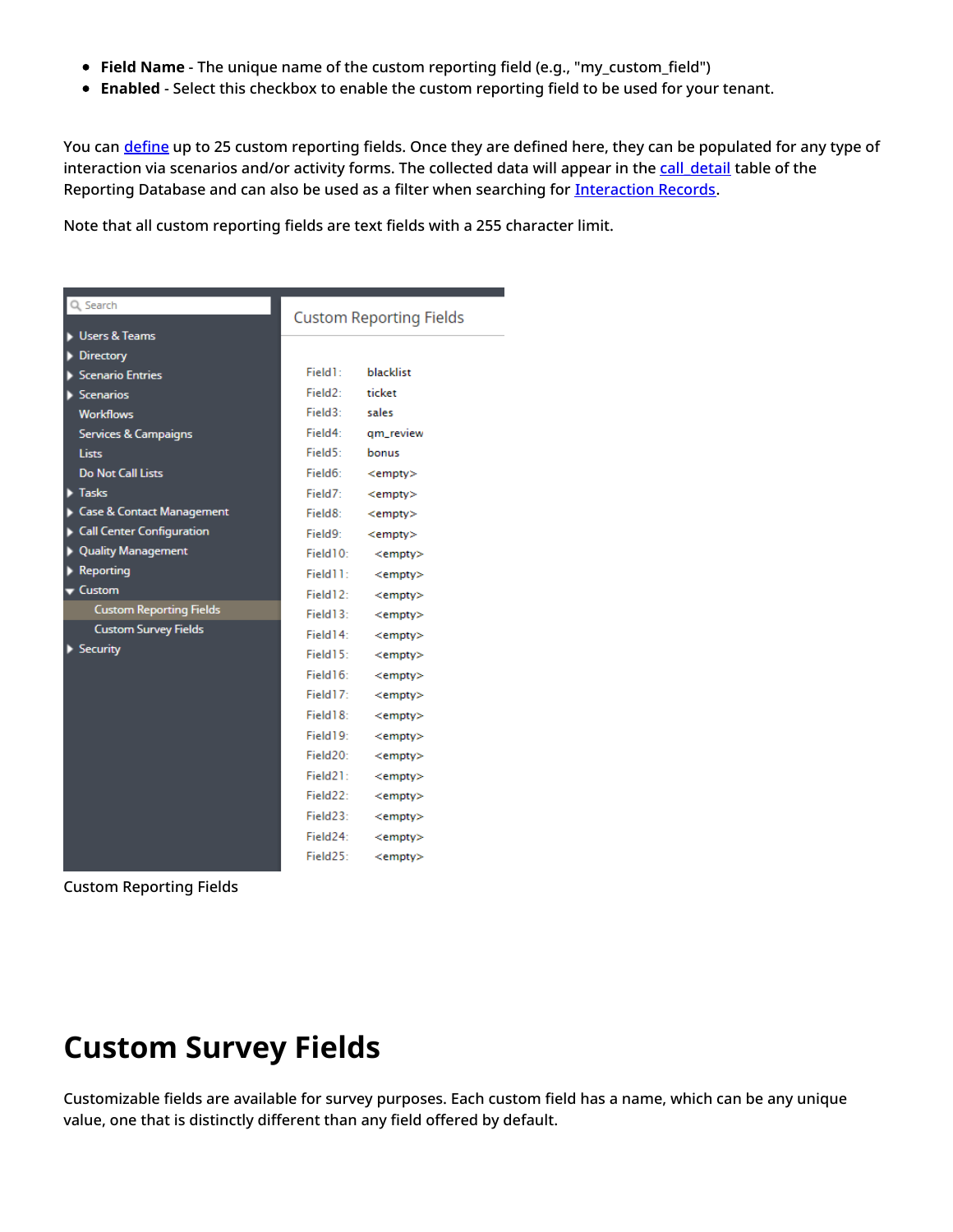- **Field Name** - The unique name of the custom reporting field (e.g., "my_custom_field")
- **Enabled** - Select this checkbox to enable the custom reporting field to be used for your tenant.

You can define up to 25 custom reporting fields. Once they are defined here, they can be populated for any type of interaction via scenarios and/or activity forms. The collected data will appear in the call_detail table of the Reporting Database and can also be used as a filter when searching for Interaction Records.

Note that all custom reporting fields are text fields with a 255 character limit.

Custom Reporting Fields

# Custom Survey Fields

Customizable fields are available for survey purposes. Each custom field has a name, which can be any unique value, one that is distinctly different than any field offered by default.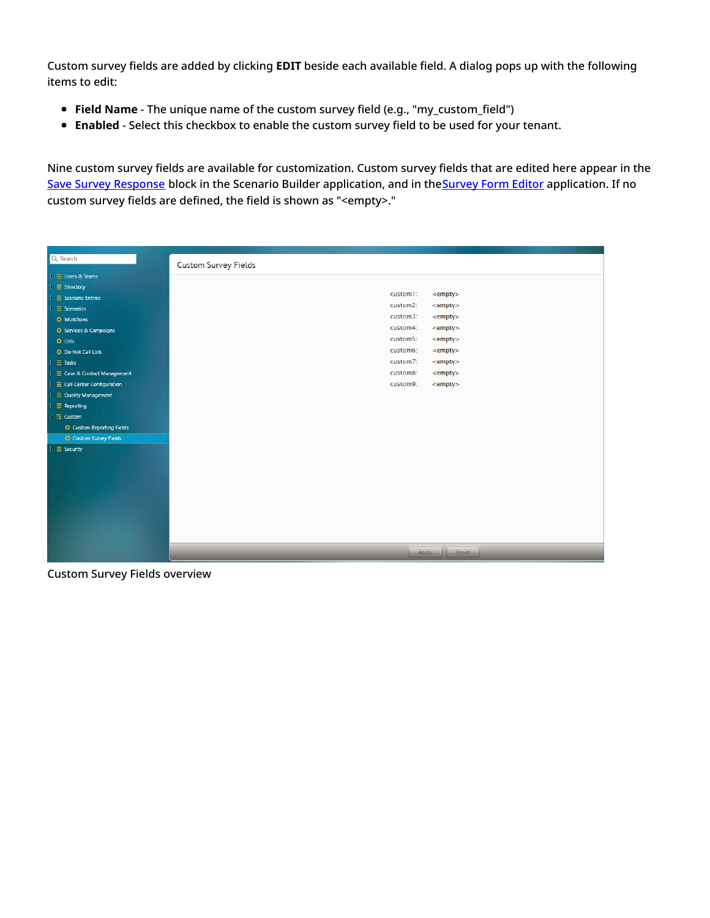Custom survey fields are added by clicking **EDIT** beside each available field. A dialog pops up with the following items to edit:

- **Field Name** - The unique name of the custom survey field (e.g., "my_custom_field")
- **Enabled** - Select this checkbox to enable the custom survey field to be used for your tenant.

Nine custom survey fields are available for customization. Custom survey fields that are edited here appear in the [Save Survey Response](#) block in the Scenario Builder application, and in the[Survey Form Editor](#) application. If no custom survey fields are defined, the field is shown as "<empty>."

Custom Survey Fields overview